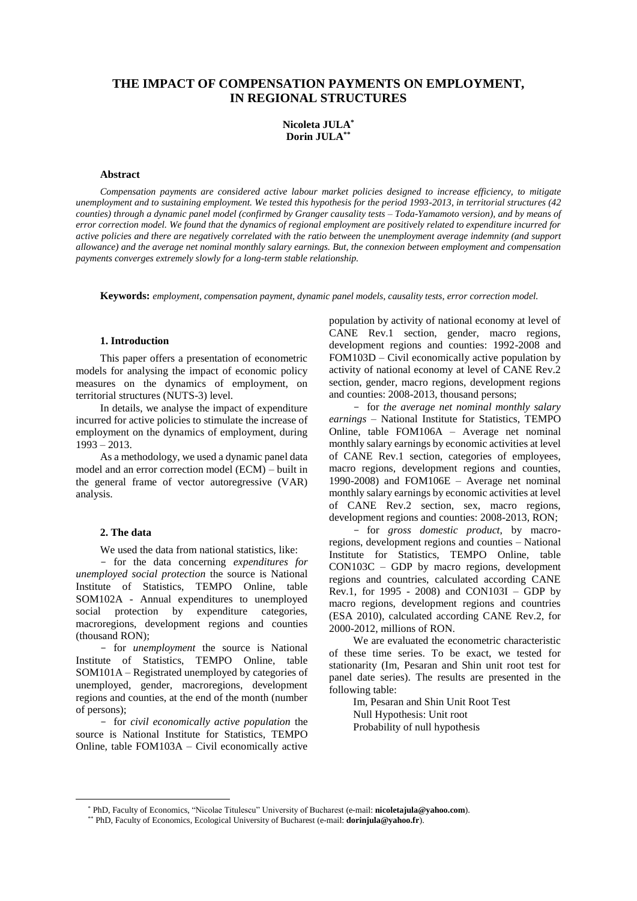# THE IMPACT OF COMPENSATION PAYMENTS ON EMPLOYMENT, IN REGIONAL STRUCTURES

**Nicoleta JULA[*]**
**Dorin JULA[**]**

### Abstract

*Compensation payments are considered active labour market policies designed to increase efficiency, to mitigate unemployment and to sustaining employment. We tested this hypothesis for the period 1993-2013, in territorial structures (42 counties) through a dynamic panel model (confirmed by Granger causality tests – Toda-Yamamoto version), and by means of error correction model. We found that the dynamics of regional employment are positively related to expenditure incurred for active policies and there are negatively correlated with the ratio between the unemployment average indemnity (and support allowance) and the average net nominal monthly salary earnings. But, the connexion between employment and compensation payments converges extremely slowly for a long-term stable relationship.*

**Keywords:** *employment, compensation payment, dynamic panel models, causality tests, error correction model.*

### 1. Introduction

This paper offers a presentation of econometric models for analysing the impact of economic policy measures on the dynamics of employment, on territorial structures (NUTS-3) level.

In details, we analyse the impact of expenditure incurred for active policies to stimulate the increase of employment on the dynamics of employment, during 1993 – 2013.

As a methodology, we used a dynamic panel data model and an error correction model (ECM) – built in the general frame of vector autoregressive (VAR) analysis.

### 2. The data

We used the data from national statistics, like:

- for the data concerning *expenditures for unemployed social protection* the source is National Institute of Statistics, TEMPO Online, table SOM102A - Annual expenditures to unemployed social protection by expenditure categories, macroregions, development regions and counties (thousand RON);
- for *unemployment* the source is National Institute of Statistics, TEMPO Online, table SOM101A – Registrated unemployed by categories of unemployed, gender, macroregions, development regions and counties, at the end of the month (number of persons);
- for *civil economically active population* the source is National Institute for Statistics, TEMPO Online, table FOM103A – Civil economically active population by activity of national economy at level of CANE Rev.1 section, gender, macro regions, development regions and counties: 1992-2008 and FOM103D – Civil economically active population by activity of national economy at level of CANE Rev.2 section, gender, macro regions, development regions and counties: 2008-2013, thousand persons;
- for *the average net nominal monthly salary earnings* – National Institute for Statistics, TEMPO Online, table FOM106A – Average net nominal monthly salary earnings by economic activities at level of CANE Rev.1 section, categories of employees, macro regions, development regions and counties, 1990-2008) and FOM106E – Average net nominal monthly salary earnings by economic activities at level of CANE Rev.2 section, sex, macro regions, development regions and counties: 2008-2013, RON;
- for *gross domestic product,* by macro-regions, development regions and counties – National Institute for Statistics, TEMPO Online, table CON103C – GDP by macro regions, development regions and countries, calculated according CANE Rev.1, for 1995 - 2008) and CON103I – GDP by macro regions, development regions and countries (ESA 2010), calculated according CANE Rev.2, for 2000-2012, millions of RON.

We are evaluated the econometric characteristic of these time series. To be exact, we tested for stationarity (Im, Pesaran and Shin unit root test for panel date series). The results are presented in the following table:

Im, Pesaran and Shin Unit Root Test
Null Hypothesis: Unit root
Probability of null hypothesis

---

[*] PhD, Faculty of Economics, "Nicolae Titulescu" University of Bucharest (e-mail: **nicoletajula@yahoo.com**).

[**] PhD, Faculty of Economics, Ecological University of Bucharest (e-mail: **dorinjula@yahoo.fr**).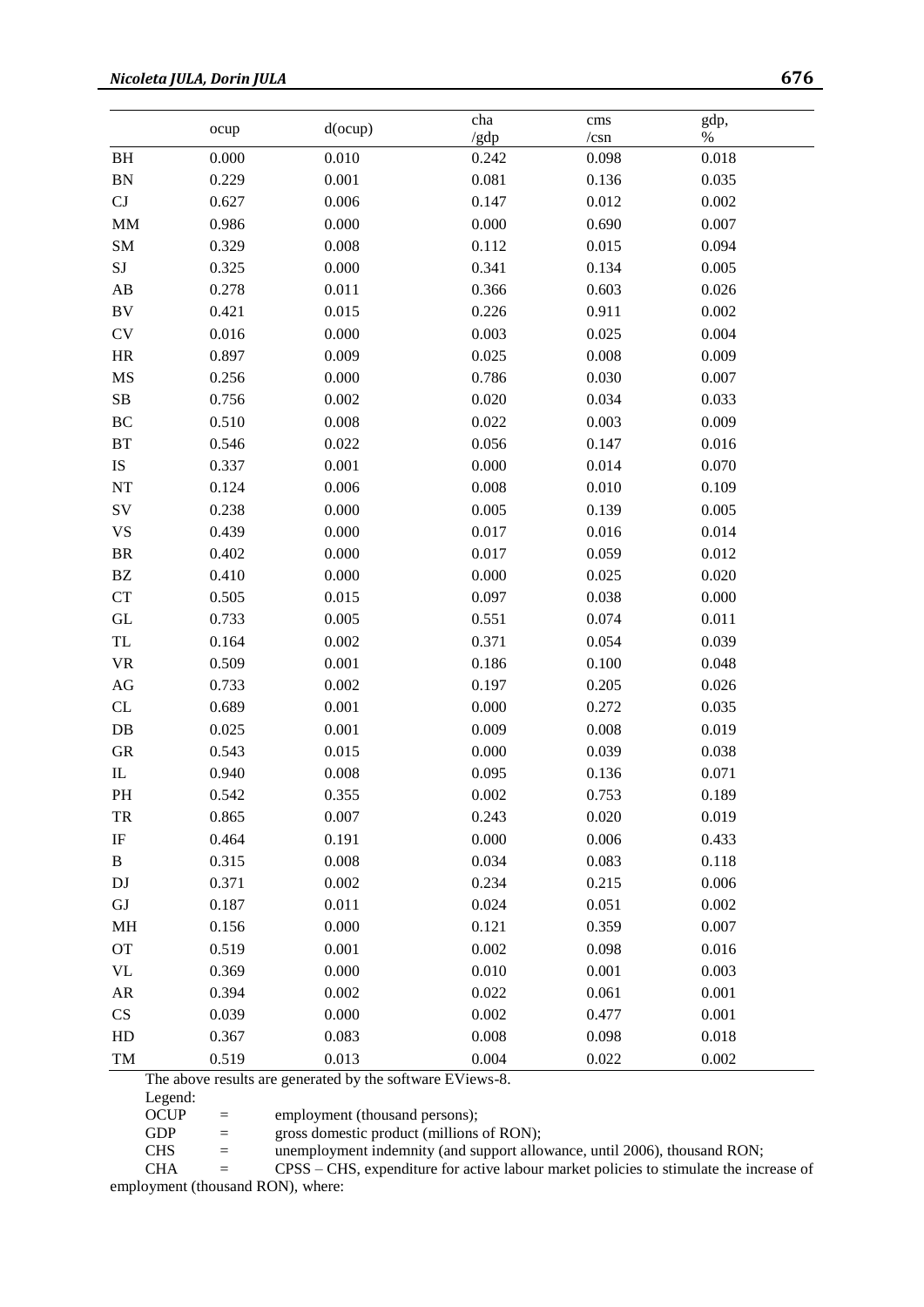| | ocup | d(ocup) | cha /gdp | cms /csn | gdp, % |
|---|---|---|---|---|---|
| BH | 0.000 | 0.010 | 0.242 | 0.098 | 0.018 |
| BN | 0.229 | 0.001 | 0.081 | 0.136 | 0.035 |
| CJ | 0.627 | 0.006 | 0.147 | 0.012 | 0.002 |
| MM | 0.986 | 0.000 | 0.000 | 0.690 | 0.007 |
| SM | 0.329 | 0.008 | 0.112 | 0.015 | 0.094 |
| SJ | 0.325 | 0.000 | 0.341 | 0.134 | 0.005 |
| AB | 0.278 | 0.011 | 0.366 | 0.603 | 0.026 |
| BV | 0.421 | 0.015 | 0.226 | 0.911 | 0.002 |
| CV | 0.016 | 0.000 | 0.003 | 0.025 | 0.004 |
| HR | 0.897 | 0.009 | 0.025 | 0.008 | 0.009 |
| MS | 0.256 | 0.000 | 0.786 | 0.030 | 0.007 |
| SB | 0.756 | 0.002 | 0.020 | 0.034 | 0.033 |
| BC | 0.510 | 0.008 | 0.022 | 0.003 | 0.009 |
| BT | 0.546 | 0.022 | 0.056 | 0.147 | 0.016 |
| IS | 0.337 | 0.001 | 0.000 | 0.014 | 0.070 |
| NT | 0.124 | 0.006 | 0.008 | 0.010 | 0.109 |
| SV | 0.238 | 0.000 | 0.005 | 0.139 | 0.005 |
| VS | 0.439 | 0.000 | 0.017 | 0.016 | 0.014 |
| BR | 0.402 | 0.000 | 0.017 | 0.059 | 0.012 |
| BZ | 0.410 | 0.000 | 0.000 | 0.025 | 0.020 |
| CT | 0.505 | 0.015 | 0.097 | 0.038 | 0.000 |
| GL | 0.733 | 0.005 | 0.551 | 0.074 | 0.011 |
| TL | 0.164 | 0.002 | 0.371 | 0.054 | 0.039 |
| VR | 0.509 | 0.001 | 0.186 | 0.100 | 0.048 |
| AG | 0.733 | 0.002 | 0.197 | 0.205 | 0.026 |
| CL | 0.689 | 0.001 | 0.000 | 0.272 | 0.035 |
| DB | 0.025 | 0.001 | 0.009 | 0.008 | 0.019 |
| GR | 0.543 | 0.015 | 0.000 | 0.039 | 0.038 |
| IL | 0.940 | 0.008 | 0.095 | 0.136 | 0.071 |
| PH | 0.542 | 0.355 | 0.002 | 0.753 | 0.189 |
| TR | 0.865 | 0.007 | 0.243 | 0.020 | 0.019 |
| IF | 0.464 | 0.191 | 0.000 | 0.006 | 0.433 |
| B | 0.315 | 0.008 | 0.034 | 0.083 | 0.118 |
| DJ | 0.371 | 0.002 | 0.234 | 0.215 | 0.006 |
| GJ | 0.187 | 0.011 | 0.024 | 0.051 | 0.002 |
| MH | 0.156 | 0.000 | 0.121 | 0.359 | 0.007 |
| OT | 0.519 | 0.001 | 0.002 | 0.098 | 0.016 |
| VL | 0.369 | 0.000 | 0.010 | 0.001 | 0.003 |
| AR | 0.394 | 0.002 | 0.022 | 0.061 | 0.001 |
| CS | 0.039 | 0.000 | 0.002 | 0.477 | 0.001 |
| HD | 0.367 | 0.083 | 0.008 | 0.098 | 0.018 |
| TM | 0.519 | 0.013 | 0.004 | 0.022 | 0.002 |

The above results are generated by the software EViews-8.

Legend:

OCUP = employment (thousand persons);

GDP = gross domestic product (millions of RON);

CHS = unemployment indemnity (and support allowance, until 2006), thousand RON;

CHA = CPSS – CHS, expenditure for active labour market policies to stimulate the increase of employment (thousand RON), where: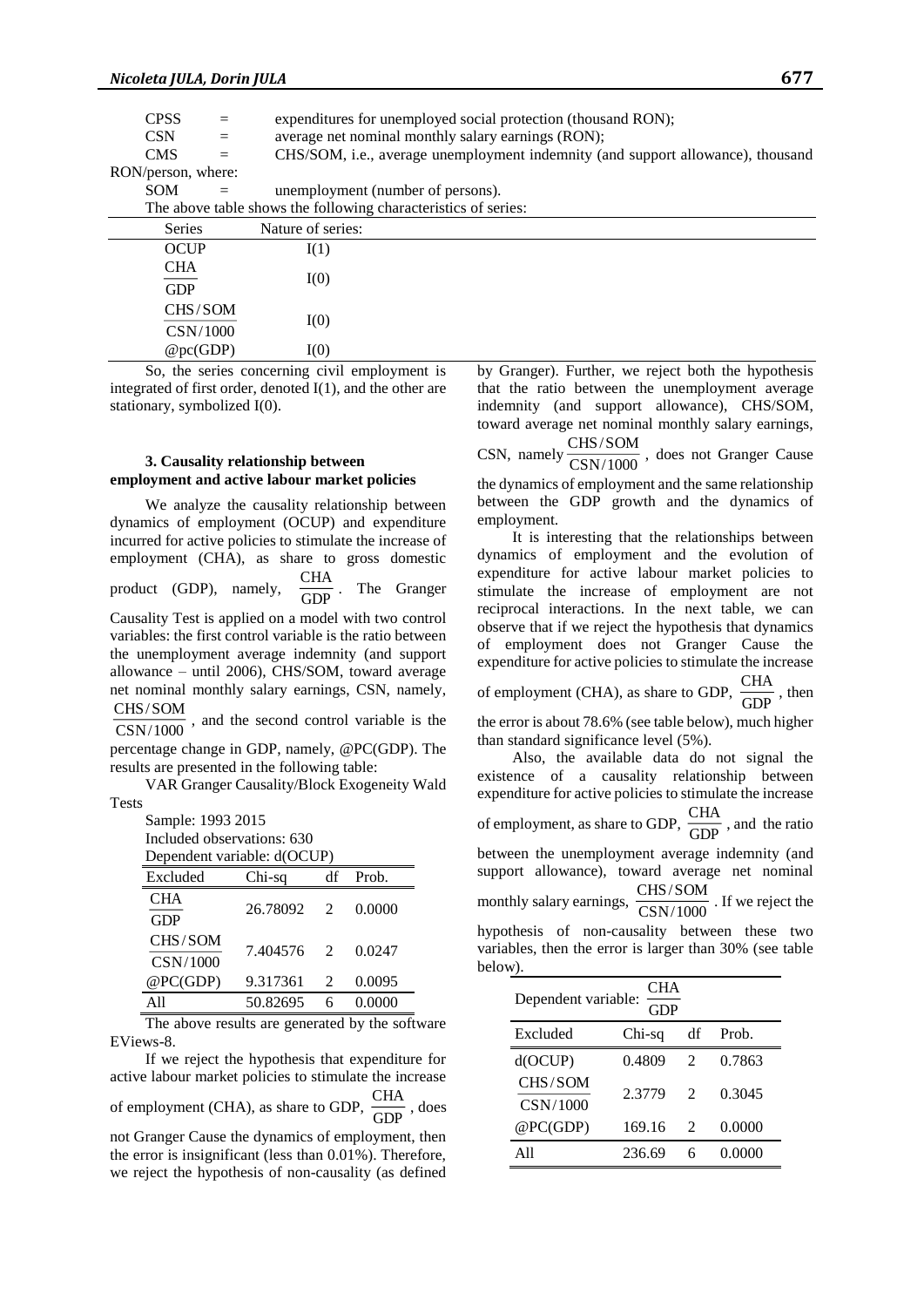CPSS = expenditures for unemployed social protection (thousand RON);

CSN = average net nominal monthly salary earnings (RON);

CMS = CHS/SOM, i.e., average unemployment indemnity (and support allowance), thousand RON/person, where:

SOM = unemployment (number of persons).

The above table shows the following characteristics of series:

| Series | Nature of series: |
|---|---|
| OCUP | I(1) |
| $\frac{CHA}{GDP}$ | I(0) |
| $\frac{CHS/SOM}{CSN/1000}$ | I(0) |
| @pc(GDP) | I(0) |

So, the series concerning civil employment is integrated of first order, denoted I(1), and the other are stationary, symbolized I(0).

### 3. Causality relationship between employment and active labour market policies

We analyze the causality relationship between dynamics of employment (OCUP) and expenditure incurred for active policies to stimulate the increase of employment (CHA), as share to gross domestic product (GDP), namely, $\frac{CHA}{GDP}$. The Granger Causality Test is applied on a model with two control variables: the first control variable is the ratio between the unemployment average indemnity (and support allowance – until 2006), CHS/SOM, toward average net nominal monthly salary earnings, CSN, namely, $\frac{CHS/SOM}{CSN/1000}$, and the second control variable is the percentage change in GDP, namely, @PC(GDP). The results are presented in the following table:

VAR Granger Causality/Block Exogeneity Wald Tests

Sample: 1993 2015

Included observations: 630

Dependent variable: d(OCUP)

| Excluded | Chi-sq | df | Prob. |
|---|---|---|---|
| $\frac{CHA}{GDP}$ | 26.78092 | 2 | 0.0000 |
| $\frac{CHS/SOM}{CSN/1000}$ | 7.404576 | 2 | 0.0247 |
| @PC(GDP) | 9.317361 | 2 | 0.0095 |
| All | 50.82695 | 6 | 0.0000 |

The above results are generated by the software EViews-8.

If we reject the hypothesis that expenditure for active labour market policies to stimulate the increase of employment (CHA), as share to GDP, $\frac{CHA}{GDP}$, does not Granger Cause the dynamics of employment, then the error is insignificant (less than 0.01%). Therefore, we reject the hypothesis of non-causality (as defined by Granger). Further, we reject both the hypothesis that the ratio between the unemployment average indemnity (and support allowance), CHS/SOM, toward average net nominal monthly salary earnings, CSN, namely $\frac{CHS/SOM}{CSN/1000}$, does not Granger Cause the dynamics of employment and the same relationship between the GDP growth and the dynamics of employment.

It is interesting that the relationships between dynamics of employment and the evolution of expenditure for active labour market policies to stimulate the increase of employment are not reciprocal interactions. In the next table, we can observe that if we reject the hypothesis that dynamics of employment does not Granger Cause the expenditure for active policies to stimulate the increase of employment (CHA), as share to GDP, $\frac{CHA}{GDP}$, then the error is about 78.6% (see table below), much higher than standard significance level (5%).

Also, the available data do not signal the existence of a causality relationship between expenditure for active policies to stimulate the increase of employment, as share to GDP, $\frac{CHA}{GDP}$, and the ratio between the unemployment average indemnity (and support allowance), toward average net nominal monthly salary earnings, $\frac{CHS/SOM}{CSN/1000}$. If we reject the hypothesis of non-causality between these two variables, then the error is larger than 30% (see table below).

Dependent variable: $\frac{CHA}{GDP}$

| Excluded | Chi-sq | df | Prob. |
|---|---|---|---|
| d(OCUP) | 0.4809 | 2 | 0.7863 |
| $\frac{CHS/SOM}{CSN/1000}$ | 2.3779 | 2 | 0.3045 |
| @PC(GDP) | 169.16 | 2 | 0.0000 |
| All | 236.69 | 6 | 0.0000 |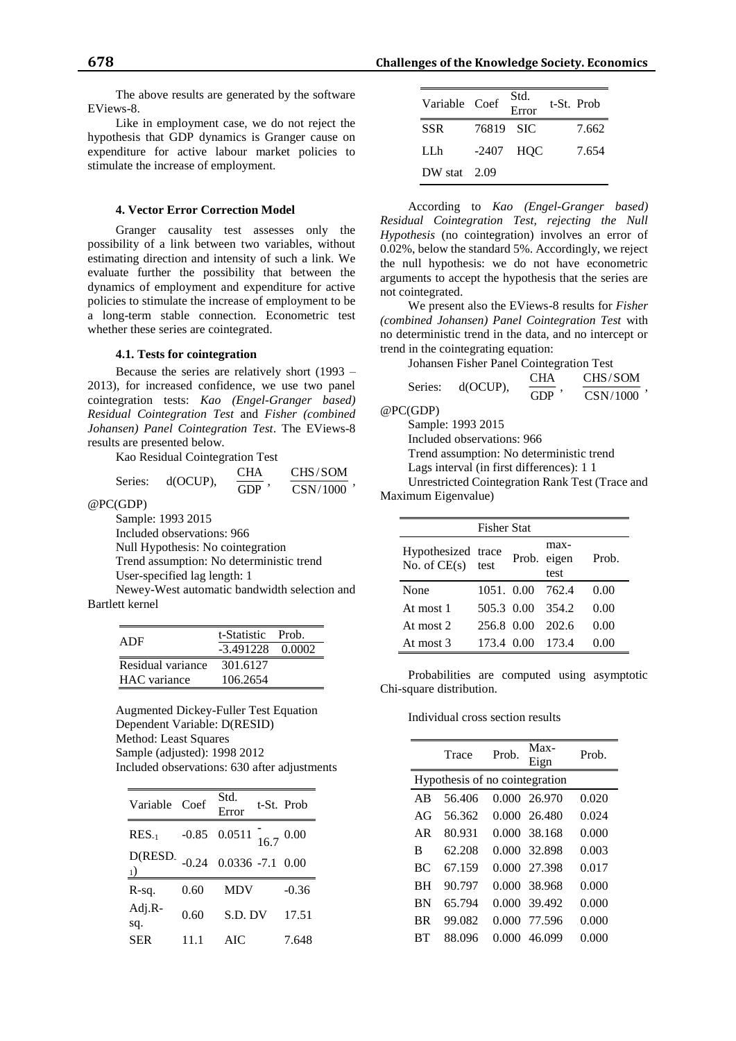The above results are generated by the software EViews-8.

Like in employment case, we do not reject the hypothesis that GDP dynamics is Granger cause on expenditure for active labour market policies to stimulate the increase of employment.

#### 4. Vector Error Correction Model

Granger causality test assesses only the possibility of a link between two variables, without estimating direction and intensity of such a link. We evaluate further the possibility that between the dynamics of employment and expenditure for active policies to stimulate the increase of employment to be a long-term stable connection. Econometric test whether these series are cointegrated.

#### 4.1. Tests for cointegration

Because the series are relatively short (1993 – 2013), for increased confidence, we use two panel cointegration tests: *Kao (Engel-Granger based) Residual Cointegration Test* and *Fisher (combined Johansen) Panel Cointegration Test*. The EViews-8 results are presented below.

Kao Residual Cointegration Test

Series: d(OCUP), $\frac{CHA}{GDP}$, $\frac{CHS/SOM}{CSN/1000}$, @PC(GDP)

Sample: 1993 2015

Included observations: 966

Null Hypothesis: No cointegration

Trend assumption: No deterministic trend

User-specified lag length: 1

Newey-West automatic bandwidth selection and Bartlett kernel

| ADF | t-Statistic | Prob. |
|---|---|---|
| | -3.491228 | 0.0002 |
| Residual variance | 301.6127 | |
| HAC variance | 106.2654 | |

Augmented Dickey-Fuller Test Equation

Dependent Variable: D(RESID)

Method: Least Squares

Sample (adjusted): 1998 2012

Included observations: 630 after adjustments

| Variable | Coef | Std. Error | t-St. | Prob |
|---|---|---|---|---|
| $RES_{-1}$ | -0.85 | 0.0511 | -16.7 | 0.00 |
| $D(RESD_{-1})$ | -0.24 | 0.0336 | -7.1 | 0.00 |
| R-sq. | 0.60 | MDV | | -0.36 |
| Adj.R-sq. | 0.60 | S.D. DV | | 17.51 |
| SER | 11.1 | AIC | | 7.648 |
| SSR | 76819 | SIC | | 7.662 |
| LLh | -2407 | HQC | | 7.654 |
| DW stat | 2.09 | | | |

According to *Kao (Engel-Granger based) Residual Cointegration Test, rejecting the Null Hypothesis* (no cointegration) involves an error of 0.02%, below the standard 5%. Accordingly, we reject the null hypothesis: we do not have econometric arguments to accept the hypothesis that the series are not cointegrated.

We present also the EViews-8 results for *Fisher (combined Johansen) Panel Cointegration Test* with no deterministic trend in the data, and no intercept or trend in the cointegrating equation:

Johansen Fisher Panel Cointegration Test

Series: d(OCUP), $\frac{CHA}{GDP}$, $\frac{CHS/SOM}{CSN/1000}$, @PC(GDP)

Sample: 1993 2015

Included observations: 966

Trend assumption: No deterministic trend

Lags interval (in first differences): 1 1

Unrestricted Cointegration Rank Test (Trace and Maximum Eigenvalue)

| Fisher Stat | | | | |
|---|---|---|---|---|
| Hypothesized No. of CE(s) | trace test | Prob. | max-eigen test | Prob. |
| None | 1051. | 0.00 | 762.4 | 0.00 |
| At most 1 | 505.3 | 0.00 | 354.2 | 0.00 |
| At most 2 | 256.8 | 0.00 | 202.6 | 0.00 |
| At most 3 | 173.4 | 0.00 | 173.4 | 0.00 |

Probabilities are computed using asymptotic Chi-square distribution.

Individual cross section results

| | Trace | Prob. | Max-Eign | Prob. |
|---|---|---|---|---|
| Hypothesis of no cointegration | | | | |
| AB | 56.406 | 0.000 | 26.970 | 0.020 |
| AG | 56.362 | 0.000 | 26.480 | 0.024 |
| AR | 80.931 | 0.000 | 38.168 | 0.000 |
| B | 62.208 | 0.000 | 32.898 | 0.003 |
| BC | 67.159 | 0.000 | 27.398 | 0.017 |
| BH | 90.797 | 0.000 | 38.968 | 0.000 |
| BN | 65.794 | 0.000 | 39.492 | 0.000 |
| BR | 99.082 | 0.000 | 77.596 | 0.000 |
| BT | 88.096 | 0.000 | 46.099 | 0.000 |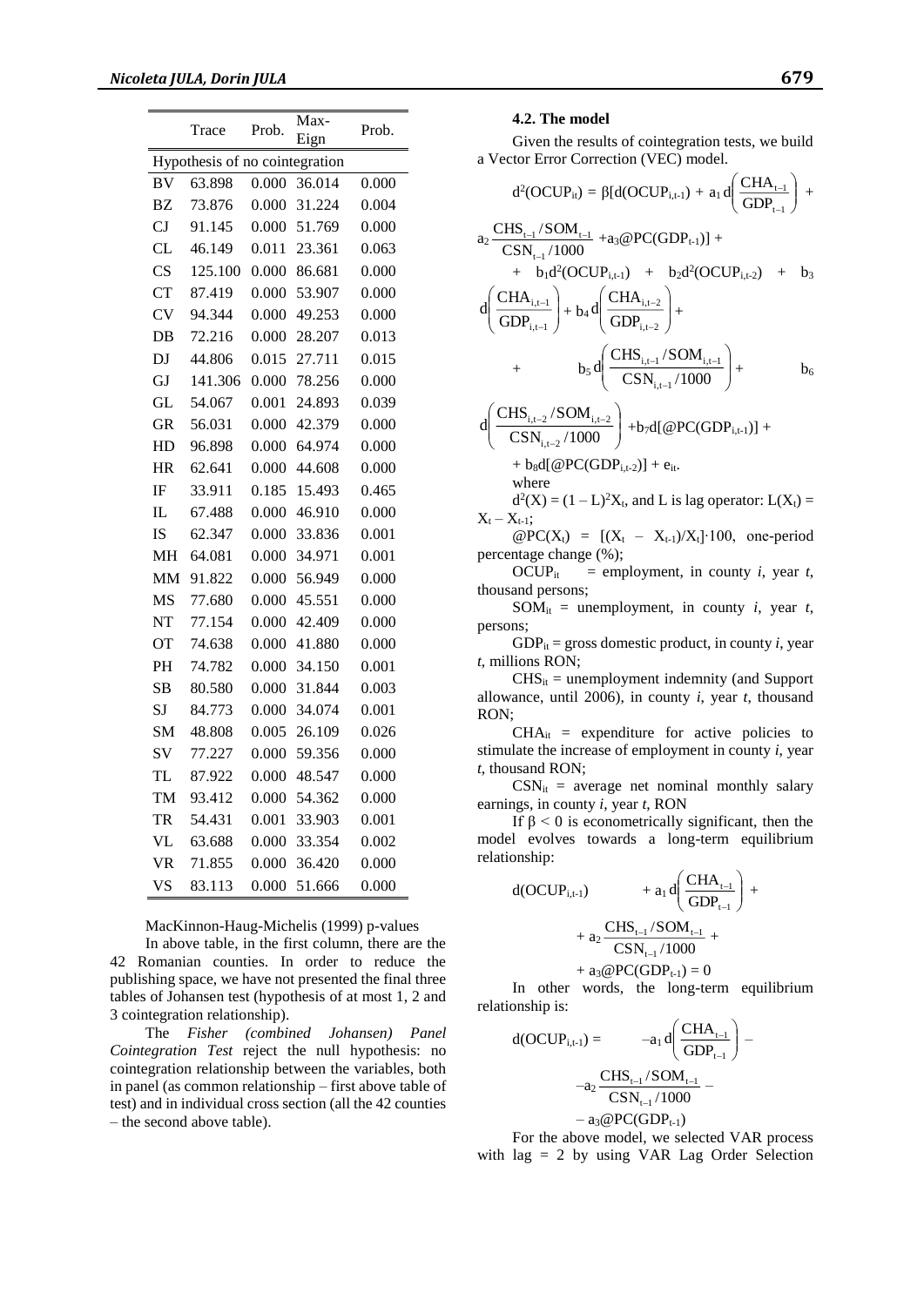| | Trace | Prob. | Max-Eign | Prob. |
|---|---|---|---|---|
| Hypothesis of no cointegration | | | | |
| BV | 63.898 | 0.000 | 36.014 | 0.000 |
| BZ | 73.876 | 0.000 | 31.224 | 0.004 |
| CJ | 91.145 | 0.000 | 51.769 | 0.000 |
| CL | 46.149 | 0.011 | 23.361 | 0.063 |
| CS | 125.100 | 0.000 | 86.681 | 0.000 |
| CT | 87.419 | 0.000 | 53.907 | 0.000 |
| CV | 94.344 | 0.000 | 49.253 | 0.000 |
| DB | 72.216 | 0.000 | 28.207 | 0.013 |
| DJ | 44.806 | 0.015 | 27.711 | 0.015 |
| GJ | 141.306 | 0.000 | 78.256 | 0.000 |
| GL | 54.067 | 0.001 | 24.893 | 0.039 |
| GR | 56.031 | 0.000 | 42.379 | 0.000 |
| HD | 96.898 | 0.000 | 64.974 | 0.000 |
| HR | 62.641 | 0.000 | 44.608 | 0.000 |
| IF | 33.911 | 0.185 | 15.493 | 0.465 |
| IL | 67.488 | 0.000 | 46.910 | 0.000 |
| IS | 62.347 | 0.000 | 33.836 | 0.001 |
| MH | 64.081 | 0.000 | 34.971 | 0.001 |
| MM | 91.822 | 0.000 | 56.949 | 0.000 |
| MS | 77.680 | 0.000 | 45.551 | 0.000 |
| NT | 77.154 | 0.000 | 42.409 | 0.000 |
| OT | 74.638 | 0.000 | 41.880 | 0.000 |
| PH | 74.782 | 0.000 | 34.150 | 0.001 |
| SB | 80.580 | 0.000 | 31.844 | 0.003 |
| SJ | 84.773 | 0.000 | 34.074 | 0.001 |
| SM | 48.808 | 0.005 | 26.109 | 0.026 |
| SV | 77.227 | 0.000 | 59.356 | 0.000 |
| TL | 87.922 | 0.000 | 48.547 | 0.000 |
| TM | 93.412 | 0.000 | 54.362 | 0.000 |
| TR | 54.431 | 0.001 | 33.903 | 0.001 |
| VL | 63.688 | 0.000 | 33.354 | 0.002 |
| VR | 71.855 | 0.000 | 36.420 | 0.000 |
| VS | 83.113 | 0.000 | 51.666 | 0.000 |

MacKinnon-Haug-Michelis (1999) p-values

In above table, in the first column, there are the 42 Romanian counties. In order to reduce the publishing space, we have not presented the final three tables of Johansen test (hypothesis of at most 1, 2 and 3 cointegration relationship).

The *Fisher (combined Johansen) Panel Cointegration Test* reject the null hypothesis: no cointegration relationship between the variables, both in panel (as common relationship – first above table of test) and in individual cross section (all the 42 counties – the second above table).

### 4.2. The model

Given the results of cointegration tests, we build a Vector Error Correction (VEC) model.

$$d^2(OCUP_{it}) = \beta[d(OCUP_{i,t-1}) + a_1 d\left(\frac{CHA_{t-1}}{GDP_{t-1}}\right) + a_2 \frac{CHS_{t-1}/SOM_{t-1}}{CSN_{t-1}/1000} + a_3@PC(GDP_{t-1})] + b_1 d^2(OCUP_{i,t-1}) + b_2 d^2(OCUP_{i,t-2}) + b_3 d\left(\frac{CHA_{i,t-1}}{GDP_{i,t-1}}\right) + b_4 d\left(\frac{CHA_{i,t-2}}{GDP_{i,t-2}}\right) + b_5 d\left(\frac{CHS_{i,t-1}/SOM_{i,t-1}}{CSN_{i,t-1}/1000}\right) + b_6 d\left(\frac{CHS_{i,t-2}/SOM_{i,t-2}}{CSN_{i,t-2}/1000}\right) + b_7 d[@PC(GDP_{i,t-1})] + b_8 d[@PC(GDP_{i,t-2})] + e_{it}.$$

where

$d^2(X) = (1 - L)^2 X_t$, and L is lag operator: $L(X_t) = X_t - X_{t-1}$;

$@PC(X_t) = [(X_t - X_{t-1})/X_t]\cdot 100$, one-period percentage change (%);

$OCUP_{it}$ = employment, in county *i*, year *t*, thousand persons;

$SOM_{it}$ = unemployment, in county *i*, year *t*, persons;

$GDP_{it}$ = gross domestic product, in county *i*, year *t*, millions RON;

$CHS_{it}$ = unemployment indemnity (and Support allowance, until 2006), in county *i*, year *t*, thousand RON;

$CHA_{it}$ = expenditure for active policies to stimulate the increase of employment in county *i*, year *t*, thousand RON;

$CSN_{it}$ = average net nominal monthly salary earnings, in county *i*, year *t*, RON

If $\beta < 0$ is econometrically significant, then the model evolves towards a long-term equilibrium relationship:

$$d(OCUP_{i,t-1}) + a_1 d\left(\frac{CHA_{t-1}}{GDP_{t-1}}\right) + a_2 \frac{CHS_{t-1}/SOM_{t-1}}{CSN_{t-1}/1000} + a_3@PC(GDP_{t-1}) = 0$$

In other words, the long-term equilibrium relationship is:

$$d(OCUP_{i,t-1}) = -a_1 d\left(\frac{CHA_{t-1}}{GDP_{t-1}}\right) - a_2 \frac{CHS_{t-1}/SOM_{t-1}}{CSN_{t-1}/1000} - a_3@PC(GDP_{t-1})$$

For the above model, we selected VAR process with lag = 2 by using VAR Lag Order Selection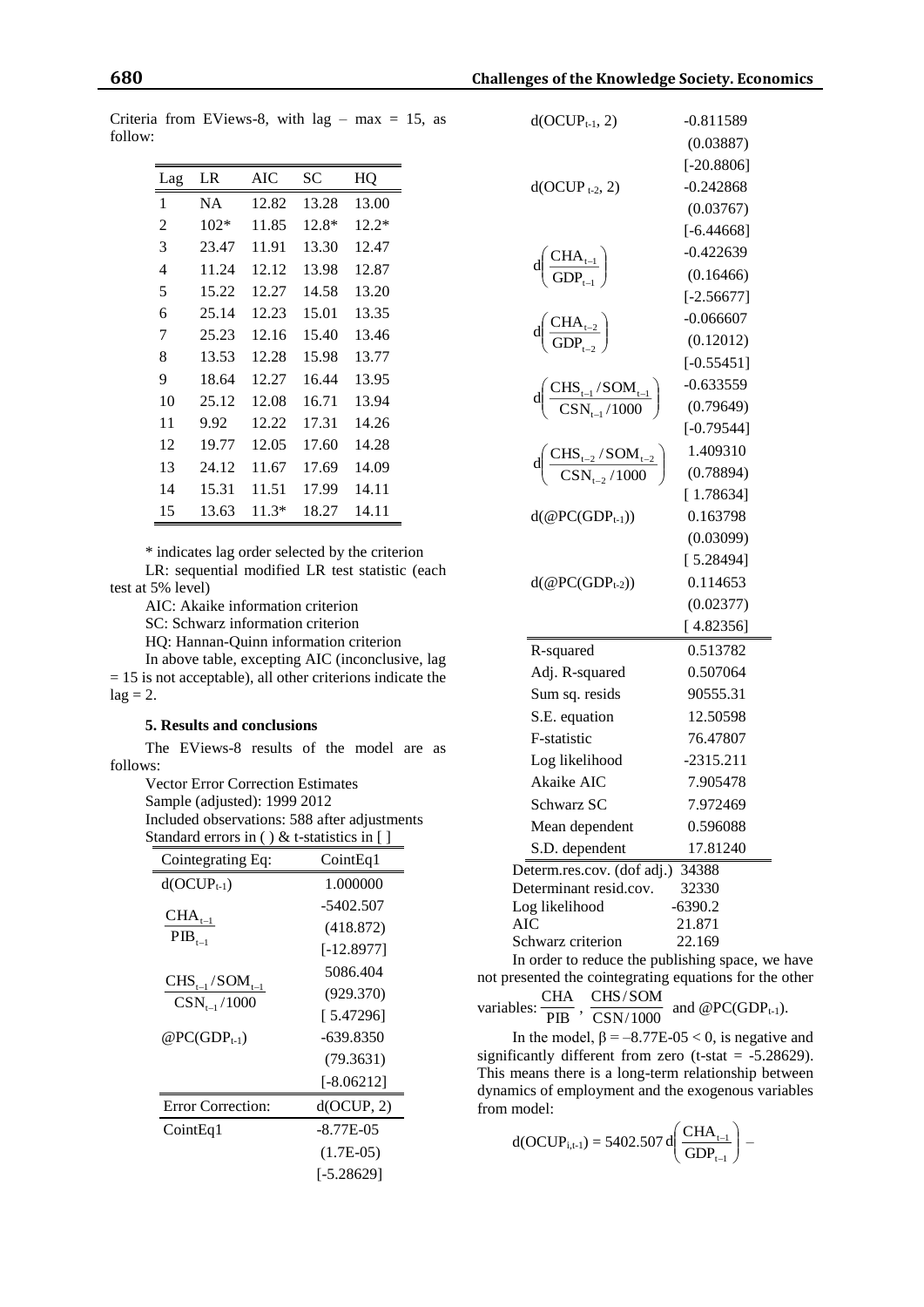Criteria from EViews-8, with lag – max = 15, as follow:

| Lag | LR | AIC | SC | HQ |
|---|---|---|---|---|
| 1 | NA | 12.82 | 13.28 | 13.00 |
| 2 | 102* | 11.85 | 12.8* | 12.2* |
| 3 | 23.47 | 11.91 | 13.30 | 12.47 |
| 4 | 11.24 | 12.12 | 13.98 | 12.87 |
| 5 | 15.22 | 12.27 | 14.58 | 13.20 |
| 6 | 25.14 | 12.23 | 15.01 | 13.35 |
| 7 | 25.23 | 12.16 | 15.40 | 13.46 |
| 8 | 13.53 | 12.28 | 15.98 | 13.77 |
| 9 | 18.64 | 12.27 | 16.44 | 13.95 |
| 10 | 25.12 | 12.08 | 16.71 | 13.94 |
| 11 | 9.92 | 12.22 | 17.31 | 14.26 |
| 12 | 19.77 | 12.05 | 17.60 | 14.28 |
| 13 | 24.12 | 11.67 | 17.69 | 14.09 |
| 14 | 15.31 | 11.51 | 17.99 | 14.11 |
| 15 | 13.63 | 11.3* | 18.27 | 14.11 |

\* indicates lag order selected by the criterion

LR: sequential modified LR test statistic (each test at 5% level)

AIC: Akaike information criterion

SC: Schwarz information criterion

HQ: Hannan-Quinn information criterion

In above table, excepting AIC (inconclusive, lag = 15 is not acceptable), all other criterions indicate the lag = 2.

### 5. Results and conclusions

The EViews-8 results of the model are as follows:

Vector Error Correction Estimates
Sample (adjusted): 1999 2012
Included observations: 588 after adjustments
Standard errors in ( ) & t-statistics in [ ]

| Cointegrating Eq: | CointEq1 |
|---|---|
| $d(OCUP_{t-1})$ | 1.000000 |
| $\frac{CHA_{t-1}}{PIB_{t-1}}$ | -5402.507 |
| | (418.872) |
| | [-12.8977] |
| $\frac{CHS_{t-1}/SOM_{t-1}}{CSN_{t-1}/1000}$ | 5086.404 |
| | (929.370) |
| | [ 5.47296] |
| $@PC(GDP_{t-1})$ | -639.8350 |
| | (79.3631) |
| | [-8.06212] |
| **Error Correction:** | **d(OCUP, 2)** |
| CointEq1 | -8.77E-05 |
| | (1.7E-05) |
| | [-5.28629] |
| $d(OCUP_{t-1}, 2)$ | -0.811589 |
| | (0.03887) |
| | [-20.8806] |
| $d(OCUP_{t-2}, 2)$ | -0.242868 |
| | (0.03767) |
| | [-6.44668] |
| $d\left(\frac{CHA_{t-1}}{GDP_{t-1}}\right)$ | -0.422639 |
| | (0.16466) |
| | [-2.56677] |
| $d\left(\frac{CHA_{t-2}}{GDP_{t-2}}\right)$ | -0.066607 |
| | (0.12012) |
| | [-0.55451] |
| $d\left(\frac{CHS_{t-1}/SOM_{t-1}}{CSN_{t-1}/1000}\right)$ | -0.633559 |
| | (0.79649) |
| | [-0.79544] |
| $d\left(\frac{CHS_{t-2}/SOM_{t-2}}{CSN_{t-2}/1000}\right)$ | 1.409310 |
| | (0.78894) |
| | [ 1.78634] |
| $d(@PC(GDP_{t-1}))$ | 0.163798 |
| | (0.03099) |
| | [ 5.28494] |
| $d(@PC(GDP_{t-2}))$ | 0.114653 |
| | (0.02377) |
| | [ 4.82356] |
| R-squared | 0.513782 |
| Adj. R-squared | 0.507064 |
| Sum sq. resids | 90555.31 |
| S.E. equation | 12.50598 |
| F-statistic | 76.47807 |
| Log likelihood | -2315.211 |
| Akaike AIC | 7.905478 |
| Schwarz SC | 7.972469 |
| Mean dependent | 0.596088 |
| S.D. dependent | 17.81240 |
| Determ.res.cov. (dof adj.) | 34388 |
| Determinant resid.cov. | 32330 |
| Log likelihood | -6390.2 |
| AIC | 21.871 |
| Schwarz criterion | 22.169 |

In order to reduce the publishing space, we have not presented the cointegrating equations for the other variables: $\frac{CHA}{PIB}$, $\frac{CHS/SOM}{CSN/1000}$ and $@PC(GDP_{t-1})$.

In the model, $\beta = -8.77E\text{-}05 < 0$, is negative and significantly different from zero (t-stat = -5.28629). This means there is a long-term relationship between dynamics of employment and the exogenous variables from model:

$$d(OCUP_{i,t-1}) = 5402.507\, d\left(\frac{CHA_{t-1}}{GDP_{t-1}}\right) -$$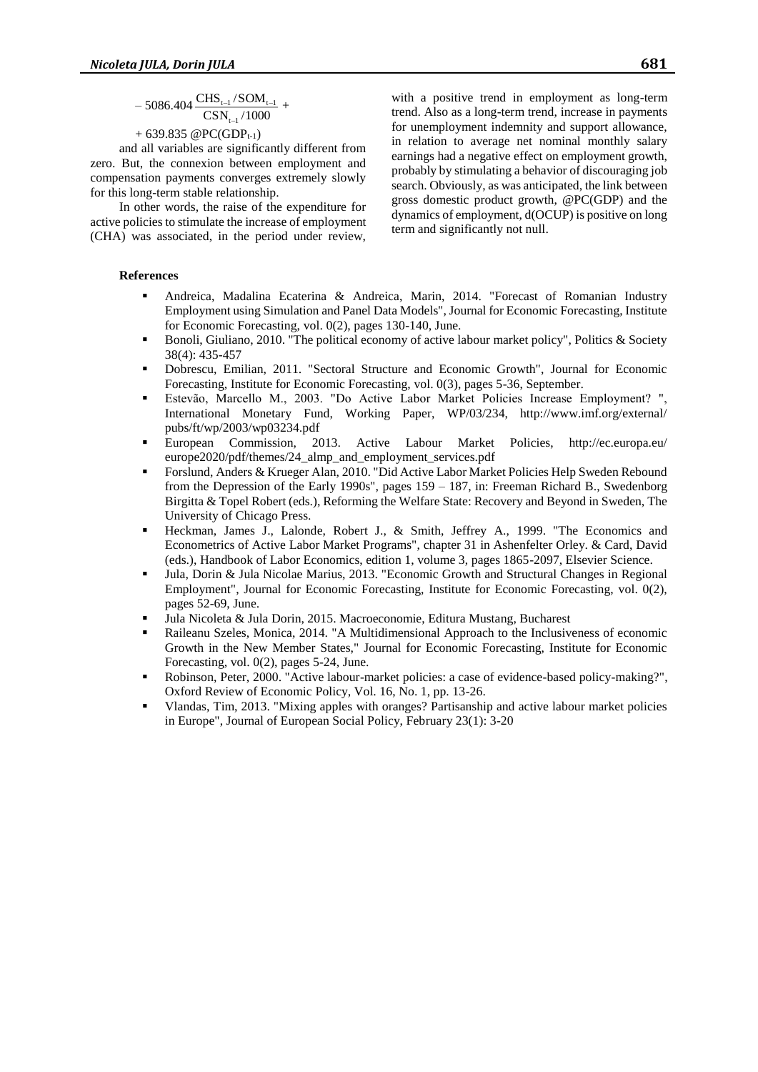$$- 5086.404 \frac{CHS_{t-1} / SOM_{t-1}}{CSN_{t-1} / 1000} +$$

$$+ 639.835 \ @PC(GDP_{t-1})$$

and all variables are significantly different from zero. But, the connexion between employment and compensation payments converges extremely slowly for this long-term stable relationship.

In other words, the raise of the expenditure for active policies to stimulate the increase of employment (CHA) was associated, in the period under review, with a positive trend in employment as long-term trend. Also as a long-term trend, increase in payments for unemployment indemnity and support allowance, in relation to average net nominal monthly salary earnings had a negative effect on employment growth, probably by stimulating a behavior of discouraging job search. Obviously, as was anticipated, the link between gross domestic product growth, @PC(GDP) and the dynamics of employment, d(OCUP) is positive on long term and significantly not null.

**References**

- Andreica, Madalina Ecaterina & Andreica, Marin, 2014. "Forecast of Romanian Industry Employment using Simulation and Panel Data Models", Journal for Economic Forecasting, Institute for Economic Forecasting, vol. 0(2), pages 130-140, June.
- Bonoli, Giuliano, 2010. "The political economy of active labour market policy", Politics & Society 38(4): 435-457
- Dobrescu, Emilian, 2011. "Sectoral Structure and Economic Growth", Journal for Economic Forecasting, Institute for Economic Forecasting, vol. 0(3), pages 5-36, September.
- Estevão, Marcello M., 2003. "Do Active Labor Market Policies Increase Employment? ", International Monetary Fund, Working Paper, WP/03/234, http://www.imf.org/external/pubs/ft/wp/2003/wp03234.pdf
- European Commission, 2013. Active Labour Market Policies, http://ec.europa.eu/europe2020/pdf/themes/24_almp_and_employment_services.pdf
- Forslund, Anders & Krueger Alan, 2010. "Did Active Labor Market Policies Help Sweden Rebound from the Depression of the Early 1990s", pages 159 – 187, in: Freeman Richard B., Swedenborg Birgitta & Topel Robert (eds.), Reforming the Welfare State: Recovery and Beyond in Sweden, The University of Chicago Press.
- Heckman, James J., Lalonde, Robert J., & Smith, Jeffrey A., 1999. "The Economics and Econometrics of Active Labor Market Programs", chapter 31 in Ashenfelter Orley. & Card, David (eds.), Handbook of Labor Economics, edition 1, volume 3, pages 1865-2097, Elsevier Science.
- Jula, Dorin & Jula Nicolae Marius, 2013. "Economic Growth and Structural Changes in Regional Employment", Journal for Economic Forecasting, Institute for Economic Forecasting, vol. 0(2), pages 52-69, June.
- Jula Nicoleta & Jula Dorin, 2015. Macroeconomie, Editura Mustang, Bucharest
- Raileanu Szeles, Monica, 2014. "A Multidimensional Approach to the Inclusiveness of economic Growth in the New Member States," Journal for Economic Forecasting, Institute for Economic Forecasting, vol. 0(2), pages 5-24, June.
- Robinson, Peter, 2000. "Active labour-market policies: a case of evidence-based policy-making?", Oxford Review of Economic Policy, Vol. 16, No. 1, pp. 13-26.
- Vlandas, Tim, 2013. "Mixing apples with oranges? Partisanship and active labour market policies in Europe", Journal of European Social Policy, February 23(1): 3-20